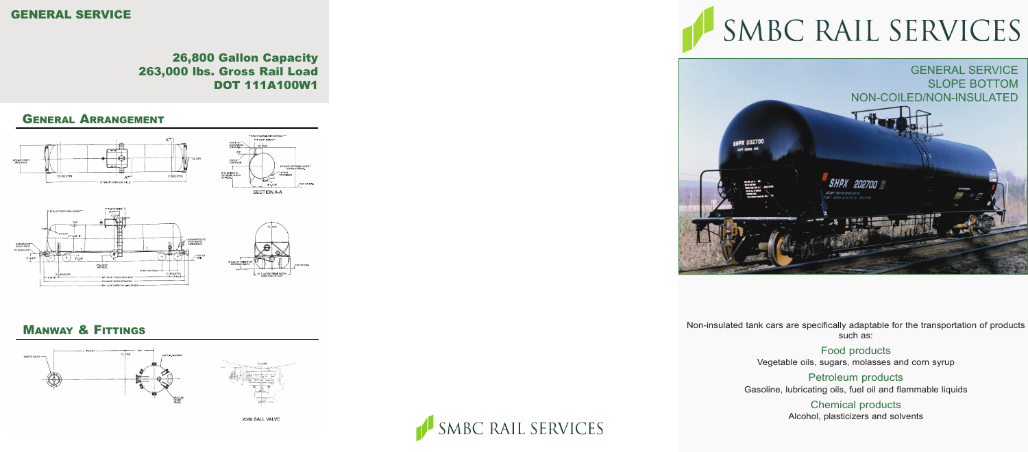# GENERAL SERVICE

## 26,800 Gallon Capacity
## 263,000 lbs. Gross Rail Load
## DOT 111A100W1

## General Arrangement

SECTION A-A

## Manway & Fittings

2040 BALL VALVE

SMBC RAIL SERVICES

# SMBC RAIL SERVICES

GENERAL SERVICE
SLOPE BOTTOM
NON-COILED/NON-INSULATED

Non-insulated tank cars are specifically adaptable for the transportation of products such as:

**Food products**
Vegetable oils, sugars, molasses and corn syrup

**Petroleum products**
Gasoline, lubricating oils, fuel oil and flammable liquids

**Chemical products**
Alcohol, plasticizers and solvents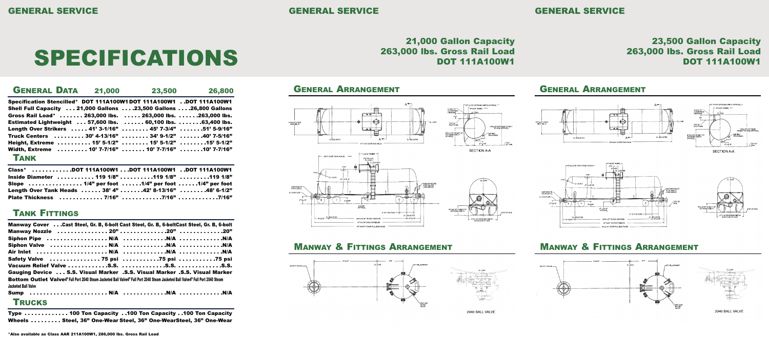# SPECIFICATIONS

## General Data

| General Data | 21,000 | 23,500 | 26,800 |
|---|---|---|---|
| Specification Stencilled* | DOT 111A100W1 | DOT 111A100W1 | DOT 111A100W1 |
| Shell Full Capacity | 21,000 Gallons | 23,500 Gallons | 26,800 Gallons |
| Gross Rail Load* | 263,000 lbs. | 263,000 lbs. | 263,000 lbs. |
| Estimated Lightweight | 57,600 lbs. | 60,100 lbs. | 63,400 lbs. |
| Length Over Strikers | 41' 3-1/16" | 45' 7-3/4" | 51' 5-9/16" |
| Truck Centers | 30' 4-13/16" | 34' 9-1/2" | 40' 7-5/16" |
| Height, Extreme | 15' 5-1/2" | 15' 5-1/2" | 15' 5-1/2" |
| Width, Extreme | 10' 7-7/16" | 10' 7-7/16" | 10' 7-7/16" |

## Tank

| | 21,000 | 23,500 | 26,800 |
|---|---|---|---|
| Class* | DOT 111A100W1 | DOT 111A100W1 | DOT 111A100W1 |
| Inside Diameter | 119 1/8" | 119 1/8" | 119 1/8" |
| Slope | 1/4" per foot | 1/4" per foot | 1/4" per foot |
| Length Over Tank Heads | 38' 4" | 42' 8-13/16" | 48' 6-1/2" |
| Plate Thickness | 7/16" | 7/16" | 7/16" |

## Tank Fittings

| | 21,000 | 23,500 | 26,800 |
|---|---|---|---|
| Manway Cover | Cast Steel, Gr. B, 6-bolt | Cast Steel, Gr. B, 6-bolt | Cast Steel, Gr. B, 6-bolt |
| Manway Nozzle | 20" | 20" | 20" |
| Siphon Pipe | N/A | N/A | N/A |
| Siphon Valve | N/A | N/A | N/A |
| Air Inlet | N/A | N/A | N/A |
| Safety Valve | 75 psi | 75 psi | 75 psi |
| Vacuum Relief Valve | S.S. | S.S. | S.S. |
| Gauging Device | S.S. Visual Marker | S.S. Visual Marker | S.S. Visual Marker |
| Bottom Outlet Valve | 4" Full Port 2040 Steam Jacketed Ball Valve | 4" Full Port 2040 Steam Jacketed Ball Valve | 4" Full Port 2040 Steam Jacketed Ball Valve |
| Sump | N/A | N/A | N/A |

## Trucks

| | 21,000 | 23,500 | 26,800 |
|---|---|---|---|
| Type | 100 Ton Capacity | 100 Ton Capacity | 100 Ton Capacity |
| Wheels | Steel, 36" One-Wear | Steel, 36" One-Wear | Steel, 36" One-Wear |

*Also available as Class AAR 211A100W1, 286,000 lbs. Gross Rail Load

## 21,000 Gallon Capacity 263,000 lbs. Gross Rail Load DOT 111A100W1

### General Arrangement

SECTION A-A

### Manway & Fittings Arrangement

2040 BALL VALVE

## 23,500 Gallon Capacity 263,000 lbs. Gross Rail Load DOT 111A100W1

### General Arrangement

SECTION A-A

### Manway & Fittings Arrangement

2040 BALL VALVE